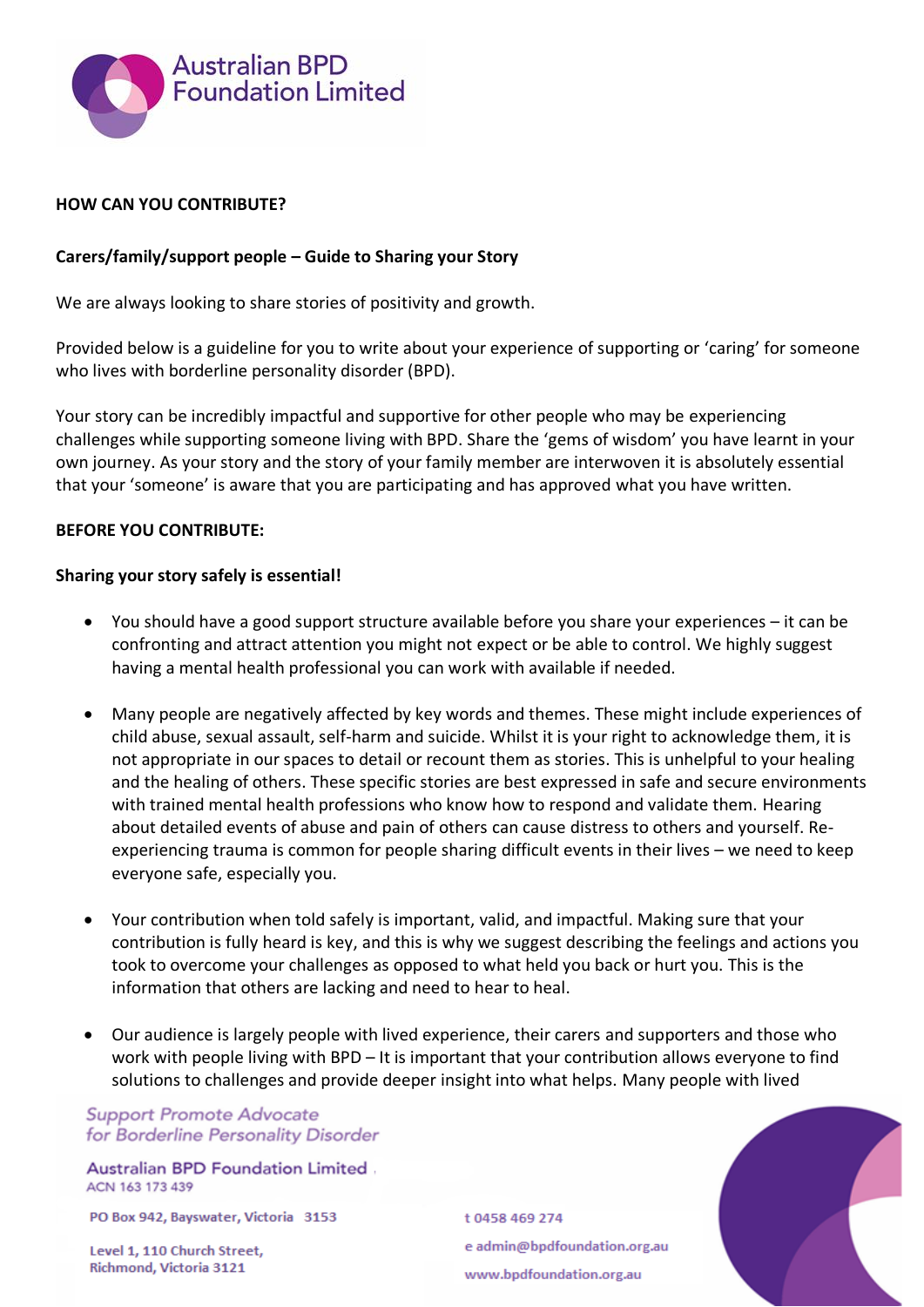**HOW CAN YOU CONTRIBUTE?**

**Carers/family/support people – Guide to Sharing your Story**

We are always looking to share stories of positivity and growth.

Provided below is a guideline for you to write about your experience of supporting or 'caring' for someone who lives with borderline personality disorder (BPD).

Your story can be incredibly impactful and supportive for other people who may be experiencing challenges while supporting someone living with BPD. Share the 'gems of wisdom' you have learnt in your own journey. As your story and the story of your family member are interwoven it is absolutely essential that your 'someone' is aware that you are participating and has approved what you have written.

**BEFORE YOU CONTRIBUTE:**

**Sharing your story safely is essential!**

- You should have a good support structure available before you share your experiences – it can be confronting and attract attention you might not expect or be able to control. We highly suggest having a mental health professional you can work with available if needed.

- Many people are negatively affected by key words and themes. These might include experiences of child abuse, sexual assault, self-harm and suicide. Whilst it is your right to acknowledge them, it is not appropriate in our spaces to detail or recount them as stories. This is unhelpful to your healing and the healing of others. These specific stories are best expressed in safe and secure environments with trained mental health professions who know how to respond and validate them. Hearing about detailed events of abuse and pain of others can cause distress to others and yourself. Re-experiencing trauma is common for people sharing difficult events in their lives – we need to keep everyone safe, especially you.

- Your contribution when told safely is important, valid, and impactful. Making sure that your contribution is fully heard is key, and this is why we suggest describing the feelings and actions you took to overcome your challenges as opposed to what held you back or hurt you. This is the information that others are lacking and need to hear to heal.

- Our audience is largely people with lived experience, their carers and supporters and those who work with people living with BPD – It is important that your contribution allows everyone to find solutions to challenges and provide deeper insight into what helps. Many people with lived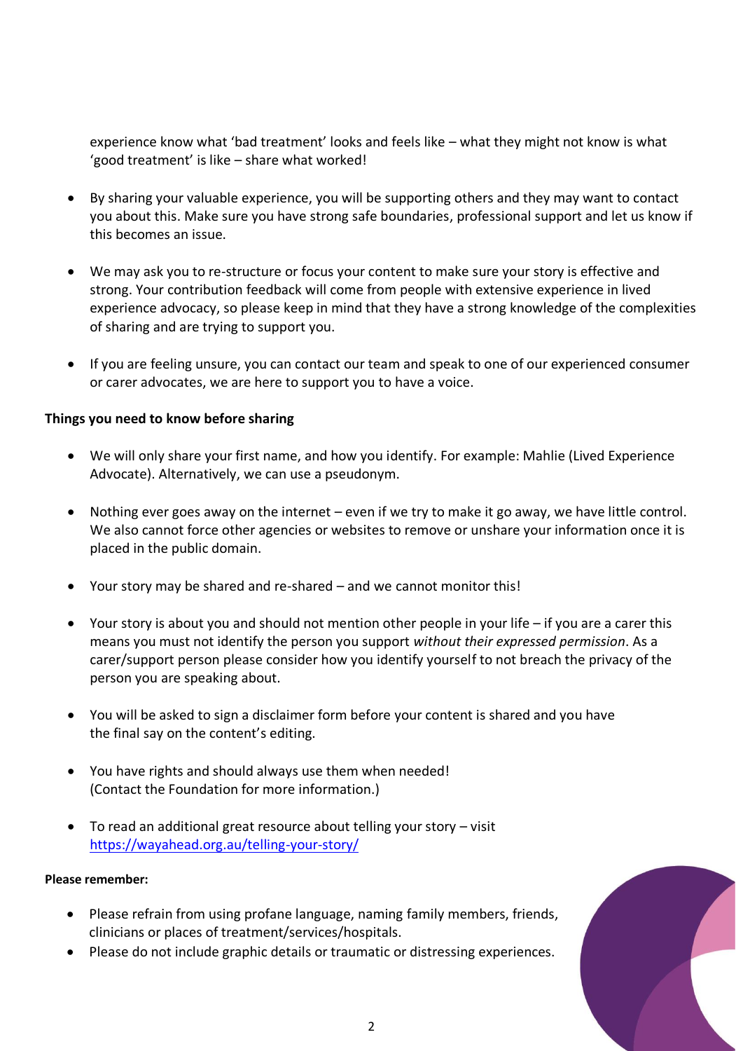experience know what 'bad treatment' looks and feels like – what they might not know is what 'good treatment' is like – share what worked!

- By sharing your valuable experience, you will be supporting others and they may want to contact you about this. Make sure you have strong safe boundaries, professional support and let us know if this becomes an issue.

- We may ask you to re-structure or focus your content to make sure your story is effective and strong. Your contribution feedback will come from people with extensive experience in lived experience advocacy, so please keep in mind that they have a strong knowledge of the complexities of sharing and are trying to support you.

- If you are feeling unsure, you can contact our team and speak to one of our experienced consumer or carer advocates, we are here to support you to have a voice.

**Things you need to know before sharing**

- We will only share your first name, and how you identify. For example: Mahlie (Lived Experience Advocate). Alternatively, we can use a pseudonym.

- Nothing ever goes away on the internet – even if we try to make it go away, we have little control. We also cannot force other agencies or websites to remove or unshare your information once it is placed in the public domain.

- Your story may be shared and re-shared – and we cannot monitor this!

- Your story is about you and should not mention other people in your life – if you are a carer this means you must not identify the person you support *without their expressed permission*. As a carer/support person please consider how you identify yourself to not breach the privacy of the person you are speaking about.

- You will be asked to sign a disclaimer form before your content is shared and you have the final say on the content's editing.

- You have rights and should always use them when needed! (Contact the Foundation for more information.)

- To read an additional great resource about telling your story – visit [https://wayahead.org.au/telling-your-story/](https://wayahead.org.au/telling-your-story/)

**Please remember:**

- Please refrain from using profane language, naming family members, friends, clinicians or places of treatment/services/hospitals.
- Please do not include graphic details or traumatic or distressing experiences.